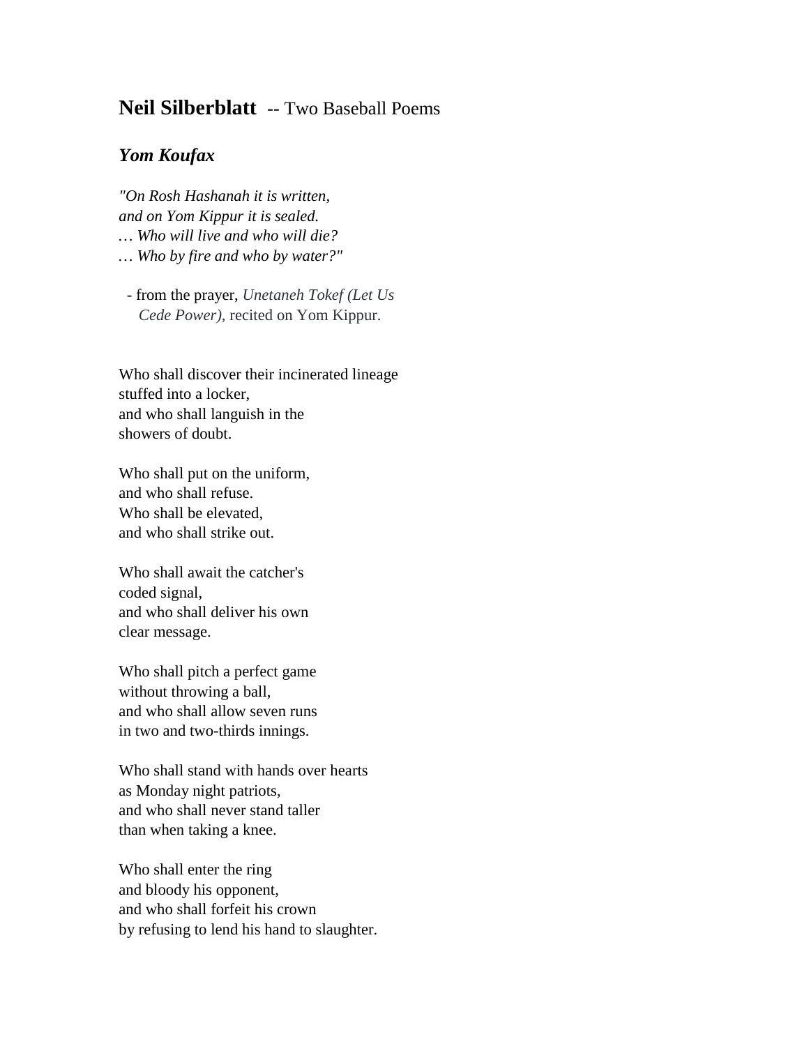# **Neil Silberblatt** -- Two Baseball Poems

## ***Yom Koufax***

*"On Rosh Hashanah it is written,*
*and on Yom Kippur it is sealed.*
*… Who will live and who will die?*
*… Who by fire and who by water?"*

- from the prayer, *Unetaneh Tokef (Let Us Cede Power),* recited on Yom Kippur.

Who shall discover their incinerated lineage
stuffed into a locker,
and who shall languish in the
showers of doubt.

Who shall put on the uniform,
and who shall refuse.
Who shall be elevated,
and who shall strike out.

Who shall await the catcher's
coded signal,
and who shall deliver his own
clear message.

Who shall pitch a perfect game
without throwing a ball,
and who shall allow seven runs
in two and two-thirds innings.

Who shall stand with hands over hearts
as Monday night patriots,
and who shall never stand taller
than when taking a knee.

Who shall enter the ring
and bloody his opponent,
and who shall forfeit his crown
by refusing to lend his hand to slaughter.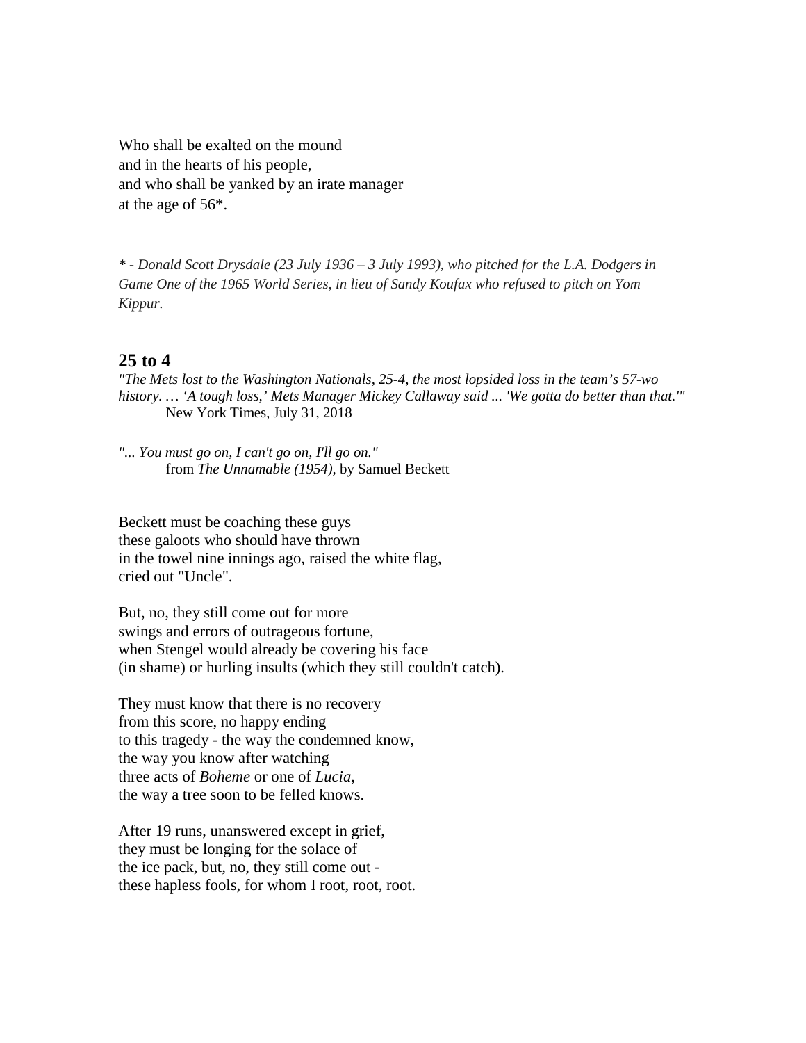Who shall be exalted on the mound  
and in the hearts of his people,  
and who shall be yanked by an irate manager  
at the age of 56*.

*\* - Donald Scott Drysdale (23 July 1936 – 3 July 1993), who pitched for the L.A. Dodgers in Game One of the 1965 World Series, in lieu of Sandy Koufax who refused to pitch on Yom Kippur.*

## 25 to 4

*"The Mets lost to the Washington Nationals, 25-4, the most lopsided loss in the team's 57-wo history. … 'A tough loss,' Mets Manager Mickey Callaway said ... 'We gotta do better than that.'"*  
New York Times, July 31, 2018

*"... You must go on, I can't go on, I'll go on."*  
from *The Unnamable (1954)*, by Samuel Beckett

Beckett must be coaching these guys  
these galoots who should have thrown  
in the towel nine innings ago, raised the white flag,  
cried out "Uncle".

But, no, they still come out for more  
swings and errors of outrageous fortune,  
when Stengel would already be covering his face  
(in shame) or hurling insults (which they still couldn't catch).

They must know that there is no recovery  
from this score, no happy ending  
to this tragedy - the way the condemned know,  
the way you know after watching  
three acts of *Boheme* or one of *Lucia*,  
the way a tree soon to be felled knows.

After 19 runs, unanswered except in grief,  
they must be longing for the solace of  
the ice pack, but, no, they still come out -  
these hapless fools, for whom I root, root, root.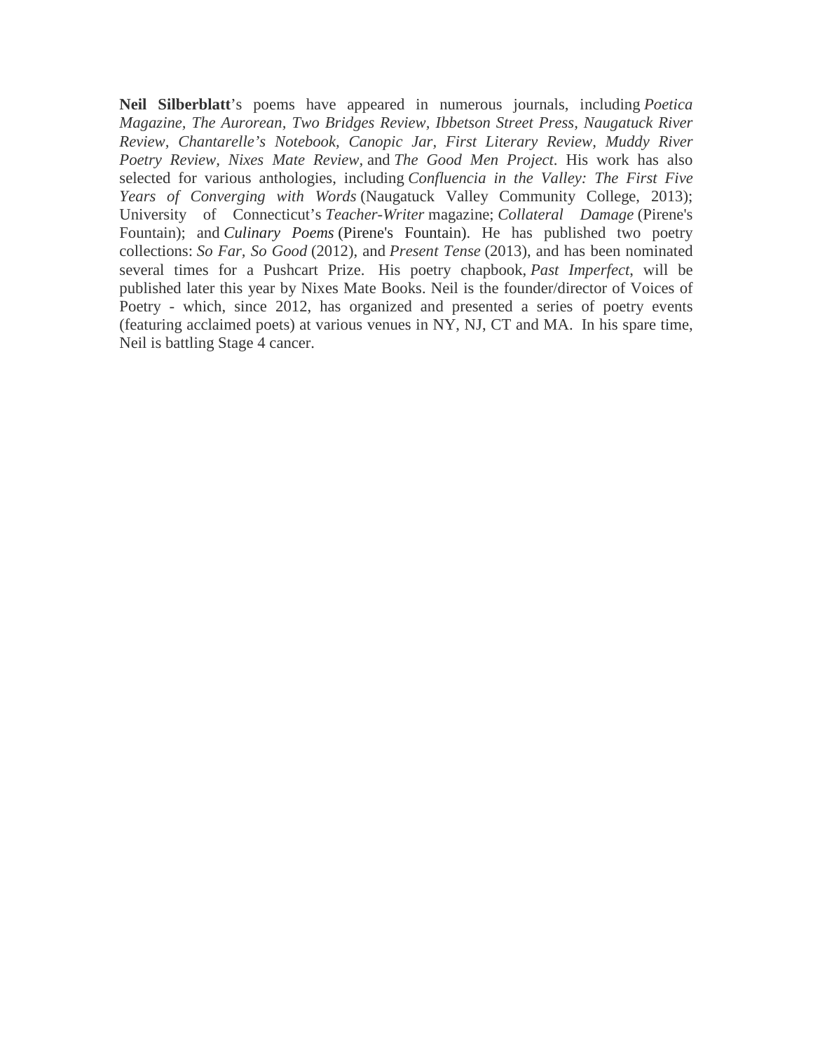**Neil Silberblatt**'s poems have appeared in numerous journals, including *Poetica Magazine*, *The Aurorean*, *Two Bridges Review*, *Ibbetson Street Press*, *Naugatuck River Review*, *Chantarelle's Notebook*, *Canopic Jar*, *First Literary Review*, *Muddy River Poetry Review*, *Nixes Mate Review*, and *The Good Men Project*. His work has also selected for various anthologies, including *Confluencia in the Valley: The First Five Years of Converging with Words* (Naugatuck Valley Community College, 2013); University of Connecticut's *Teacher-Writer* magazine; *Collateral Damage* (Pirene's Fountain); and *Culinary Poems* (Pirene's Fountain). He has published two poetry collections: *So Far, So Good* (2012), and *Present Tense* (2013), and has been nominated several times for a Pushcart Prize. His poetry chapbook, *Past Imperfect*, will be published later this year by Nixes Mate Books. Neil is the founder/director of Voices of Poetry - which, since 2012, has organized and presented a series of poetry events (featuring acclaimed poets) at various venues in NY, NJ, CT and MA. In his spare time, Neil is battling Stage 4 cancer.